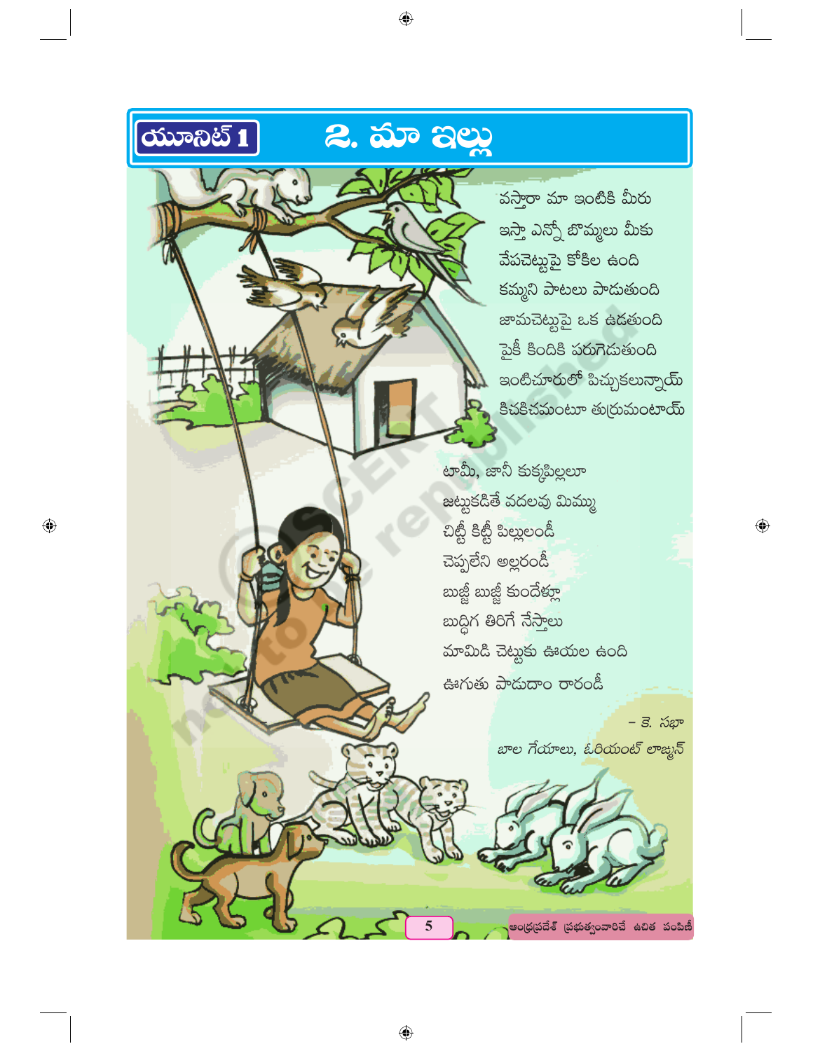యూనిట్ 1

# ౨. మా ఇల్లు

వస్తారా మా ఇంటికి మీరు
ఇస్తా ఎన్నో బొమ్మలు మీకు
వేపచెట్టుపై కోకిల ఉంది
కమ్మని పాటలు పాడుతుంది
జామచెట్టుపై ఒక ఉడతుంది
పైకీ కిందికి పరుగెడుతుంది
ఇంటిచూరులో పిచ్చుకలున్నాయ్
కిచకిచమంటూ తుర్రుమంటాయ్

టామీ, జానీ కుక్కపిల్లలూ
జట్టుకడితే వదలవు మిమ్ము
చిట్టీ కిట్టీ పిల్లులండీ
చెప్పలేని అల్లరండీ
బుజ్జీ బుజ్జీ కుందేళ్లూ
బుద్ధిగ తిరిగే నేస్తాలు
మామిడి చెట్టుకు ఊయల ఉంది
ఊగుతు పాడుదాం రారండీ

– కె. సభా

*బాల గేయాలు, ఓరియంట్ లాఙ్మన్*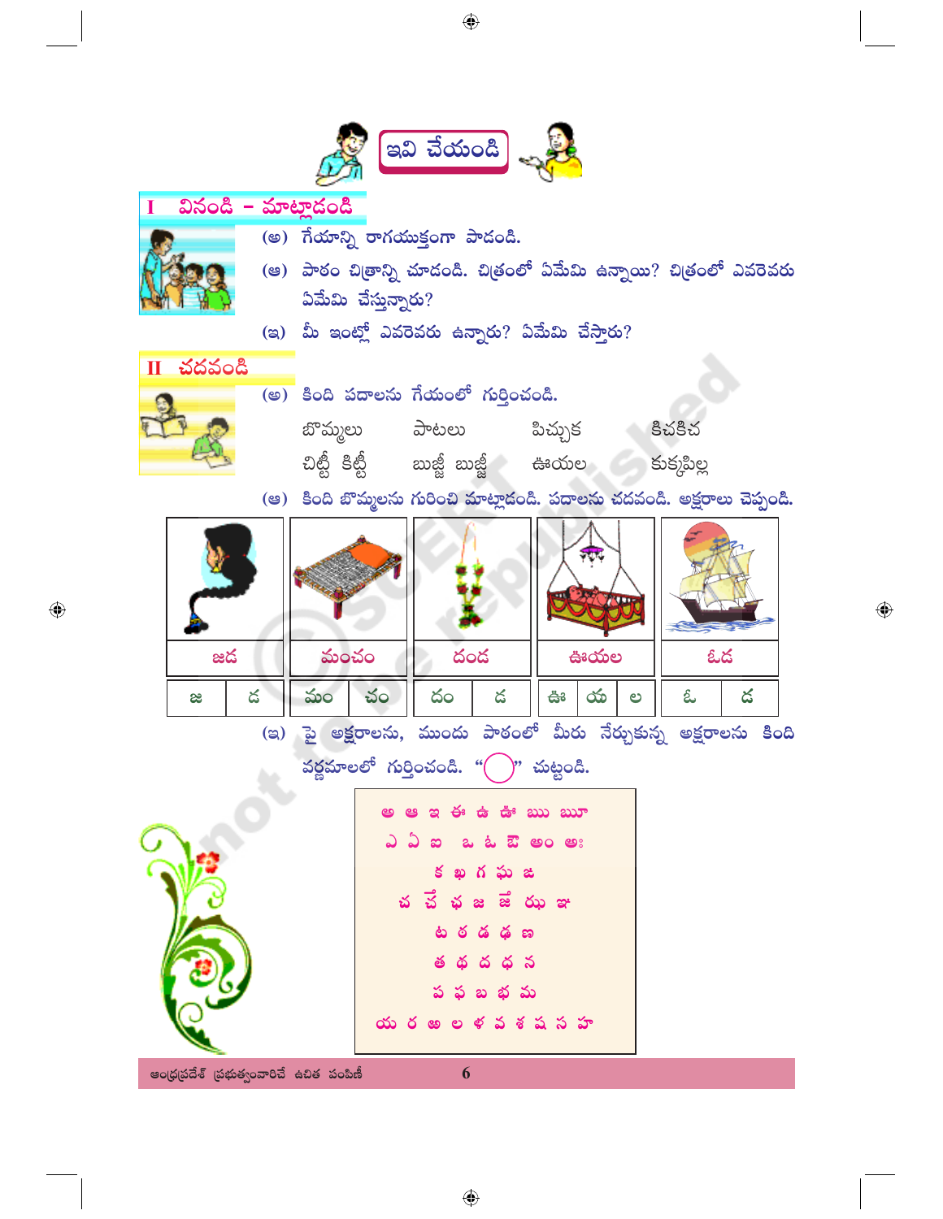## ఇవి చేయండి

### I వినండి – మాట్లాడండి

(అ) గేయాన్ని రాగయుక్తంగా పాడండి.

(ఆ) పాఠం చిత్రాన్ని చూడండి. చిత్రంలో ఏమేమి ఉన్నాయి? చిత్రంలో ఎవరెవరు ఏమేమి చేస్తున్నారు?

(ఇ) మీ ఇంట్లో ఎవరెవరు ఉన్నారు? ఏమేమి చేస్తారు?

### II చదవండి

(అ) కింది పదాలను గేయంలో గుర్తించండి.

| | | | |
|---|---|---|---|
| బొమ్మలు | పాటలు | పిచ్చుక | కిచకిచ |
| చిట్టీ కిట్టీ | బుజ్జీ బుజ్జీ | ఊయల | కుక్కపిల్ల |

(ఆ) కింది బొమ్మలను గురించి మాట్లాడండి. పదాలను చదవండి. అక్షరాలు చెప్పండి.

| జడ | మంచం | దండ | ఊయల | ఓడ |
|---|---|---|---|---|
| జ  డ | మం  చం | దం  డ | ఊ  య  ల | ఓ  డ |

(ఇ) పై అక్షరాలను, ముందు పాఠంలో మీరు నేర్చుకున్న అక్షరాలను కింది వర్ణమాలలో గుర్తించండి. "◯" చుట్టండి.

అ ఆ ఇ ఈ ఉ ఊ ఋ ౠ

ఎ ఏ ఐ ఒ ఓ ఔ అం అః

క ఖ గ ఘ ఙ

చ ఛ జ ఝ ఞ

ట ఠ డ ఢ ణ

త థ ద ధ న

ప ఫ బ భ మ

య ర ఱ ల ళ వ శ ష స హ

ఆంధ్రప్రదేశ్ ప్రభుత్వంవారిచే ఉచిత పంపిణీ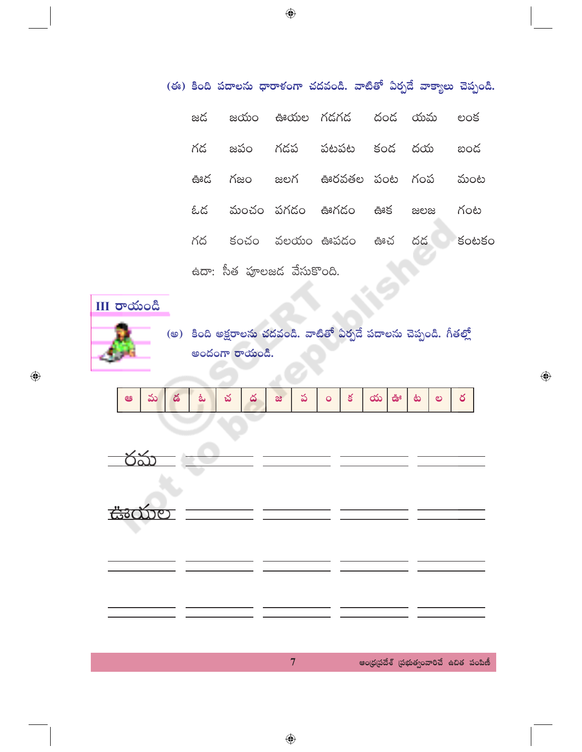(ఈ) కింది పదాలను ధారాళంగా చదవండి. వాటితో ఏర్పడే వాక్యాలు చెప్పండి.

| | | | | | | |
|---|---|---|---|---|---|---|
| జడ | జయం | ఊయల | గడగడ | దండ | యమ | లంక |
| గడ | జపం | గడప | పటపట | కండ | దయ | బండ |
| ఊడ | గజం | జలగ | ఊరవతల | పంట | గంప | మంట |
| ఓడ | మంచం | పగడం | ఊగడం | ఊక | జలజ | గంట |
| గద | కంచం | వలయం | ఊపడం | ఊచ | దడ | కంటకం |

ఉదా: సీత పూలజడ వేసుకొంది.

## III రాయండి

(అ) కింది అక్షరాలను చదవండి. వాటితో ఏర్పడే పదాలను చెప్పండి. గీతల్లో అందంగా రాయండి.

| | | | | | | | | | | | | | | |
|---|---|---|---|---|---|---|---|---|---|---|---|---|---|---|
| ఆ | మ | డ | ఓ | చ | ద | జ | ప | ం | క | య | ఊ | ట | ల | ర |

రమ \_\_\_\_\_\_ \_\_\_\_\_\_ \_\_\_\_\_\_ \_\_\_\_\_\_

ఊయల \_\_\_\_\_\_ \_\_\_\_\_\_ \_\_\_\_\_\_ \_\_\_\_\_\_

\_\_\_\_\_\_ \_\_\_\_\_\_ \_\_\_\_\_\_ \_\_\_\_\_\_ \_\_\_\_\_\_

\_\_\_\_\_\_ \_\_\_\_\_\_ \_\_\_\_\_\_ \_\_\_\_\_\_ \_\_\_\_\_\_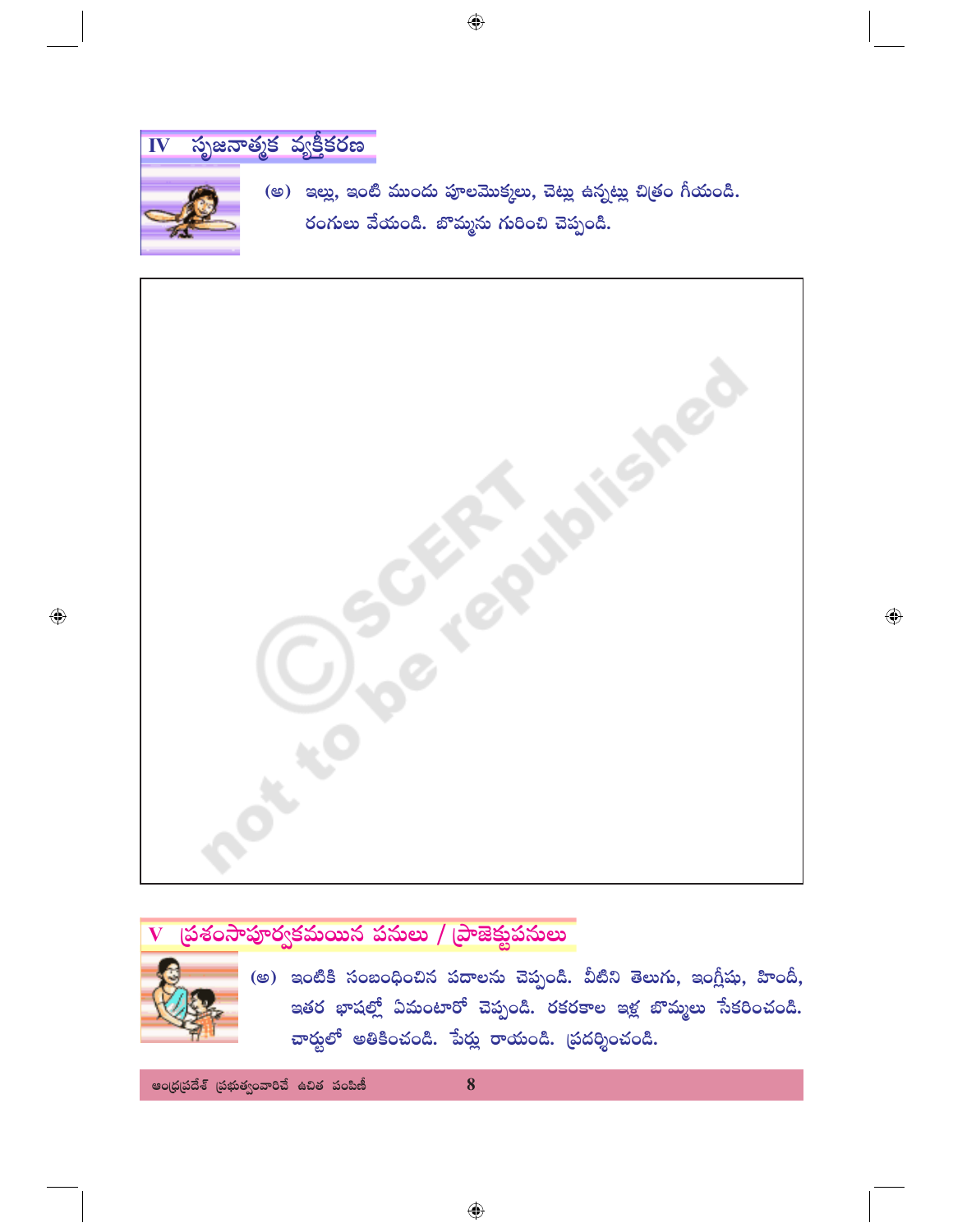## IV సృజనాత్మక వ్యక్తీకరణ

(అ) ఇల్లు, ఇంటి ముందు పూలమొక్కలు, చెట్లు ఉన్నట్లు చిత్రం గీయండి. రంగులు వేయండి. బొమ్మను గురించి చెప్పండి.

## V ప్రశంసాపూర్వకమయిన పనులు / ప్రాజెక్టుపనులు

(అ) ఇంటికి సంబంధించిన పదాలను చెప్పండి. వీటిని తెలుగు, ఇంగ్లీషు, హిందీ, ఇతర భాషల్లో ఏమంటారో చెప్పండి. రకరకాల ఇళ్ల బొమ్మలు సేకరించండి. చార్టులో అతికించండి. పేర్లు రాయండి. ప్రదర్శించండి.